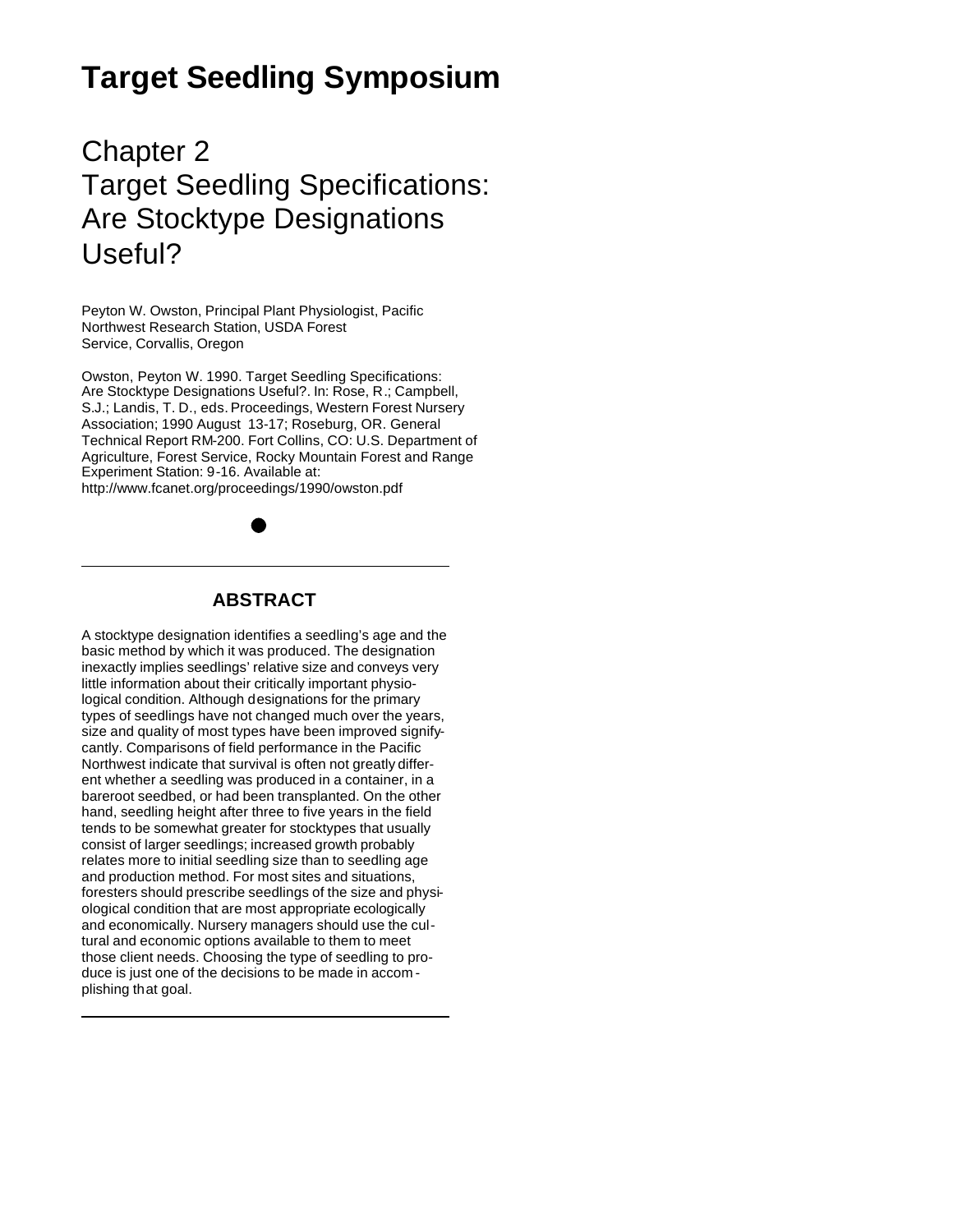# Target Seedling Symposium

## Chapter 2
## Target Seedling Specifications: Are Stocktype Designations Useful?

Peyton W. Owston, Principal Plant Physiologist, Pacific Northwest Research Station, USDA Forest Service, Corvallis, Oregon

Owston, Peyton W. 1990. Target Seedling Specifications: Are Stocktype Designations Useful?. In: Rose, R.; Campbell, S.J.; Landis, T. D., eds. Proceedings, Western Forest Nursery Association; 1990 August 13-17; Roseburg, OR. General Technical Report RM-200. Fort Collins, CO: U.S. Department of Agriculture, Forest Service, Rocky Mountain Forest and Range Experiment Station: 9-16. Available at: http://www.fcanet.org/proceedings/1990/owston.pdf

---

### ABSTRACT

A stocktype designation identifies a seedling's age and the basic method by which it was produced. The designation inexactly implies seedlings' relative size and conveys very little information about their critically important physiological condition. Although designations for the primary types of seedlings have not changed much over the years, size and quality of most types have been improved signifycantly. Comparisons of field performance in the Pacific Northwest indicate that survival is often not greatly different whether a seedling was produced in a container, in a bareroot seedbed, or had been transplanted. On the other hand, seedling height after three to five years in the field tends to be somewhat greater for stocktypes that usually consist of larger seedlings; increased growth probably relates more to initial seedling size than to seedling age and production method. For most sites and situations, foresters should prescribe seedlings of the size and physiological condition that are most appropriate ecologically and economically. Nursery managers should use the cultural and economic options available to them to meet those client needs. Choosing the type of seedling to produce is just one of the decisions to be made in accomplishing that goal.

---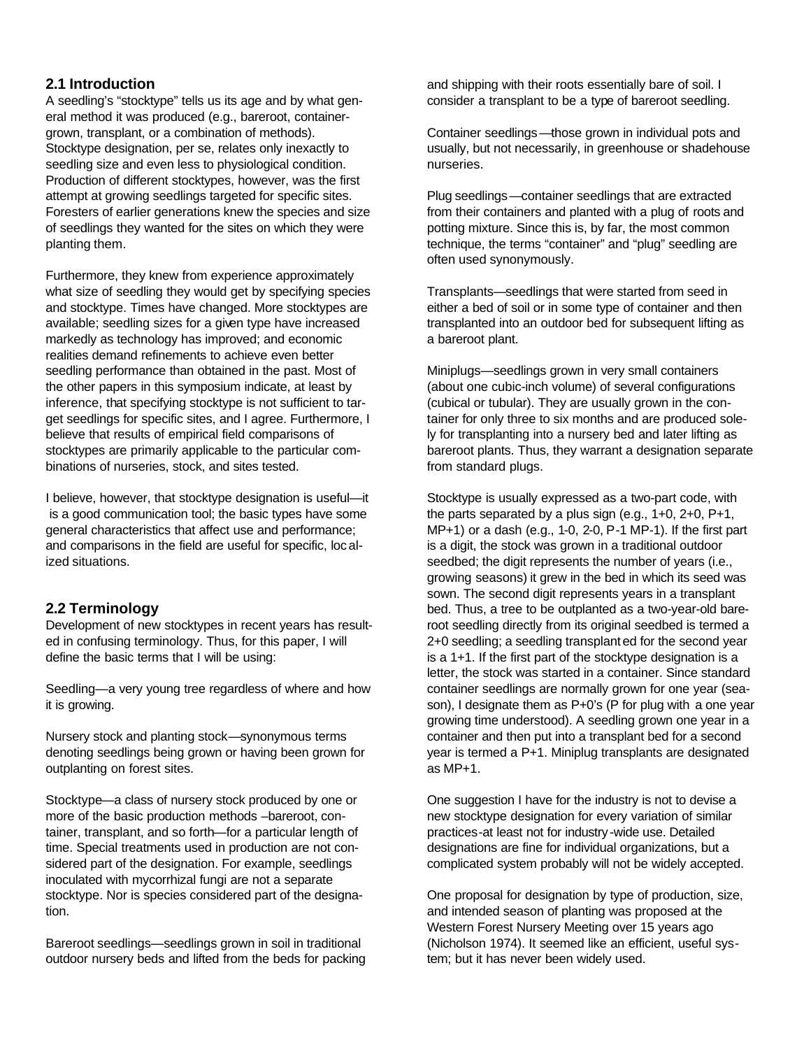## 2.1 Introduction

A seedling's "stocktype" tells us its age and by what general method it was produced (e.g., bareroot, container-grown, transplant, or a combination of methods). Stocktype designation, per se, relates only inexactly to seedling size and even less to physiological condition. Production of different stocktypes, however, was the first attempt at growing seedlings targeted for specific sites. Foresters of earlier generations knew the species and size of seedlings they wanted for the sites on which they were planting them.

Furthermore, they knew from experience approximately what size of seedling they would get by specifying species and stocktype. Times have changed. More stocktypes are available; seedling sizes for a given type have increased markedly as technology has improved; and economic realities demand refinements to achieve even better seedling performance than obtained in the past. Most of the other papers in this symposium indicate, at least by inference, that specifying stocktype is not sufficient to target seedlings for specific sites, and I agree. Furthermore, I believe that results of empirical field comparisons of stocktypes are primarily applicable to the particular combinations of nurseries, stock, and sites tested.

I believe, however, that stocktype designation is useful—it is a good communication tool; the basic types have some general characteristics that affect use and performance; and comparisons in the field are useful for specific, localized situations.

## 2.2 Terminology

Development of new stocktypes in recent years has resulted in confusing terminology. Thus, for this paper, I will define the basic terms that I will be using:

Seedling—a very young tree regardless of where and how it is growing.

Nursery stock and planting stock—synonymous terms denoting seedlings being grown or having been grown for outplanting on forest sites.

Stocktype—a class of nursery stock produced by one or more of the basic production methods –bareroot, container, transplant, and so forth—for a particular length of time. Special treatments used in production are not considered part of the designation. For example, seedlings inoculated with mycorrhizal fungi are not a separate stocktype. Nor is species considered part of the designation.

Bareroot seedlings—seedlings grown in soil in traditional outdoor nursery beds and lifted from the beds for packing and shipping with their roots essentially bare of soil. I consider a transplant to be a type of bareroot seedling.

Container seedlings—those grown in individual pots and usually, but not necessarily, in greenhouse or shadehouse nurseries.

Plug seedlings—container seedlings that are extracted from their containers and planted with a plug of roots and potting mixture. Since this is, by far, the most common technique, the terms "container" and "plug" seedling are often used synonymously.

Transplants—seedlings that were started from seed in either a bed of soil or in some type of container and then transplanted into an outdoor bed for subsequent lifting as a bareroot plant.

Miniplugs—seedlings grown in very small containers (about one cubic-inch volume) of several configurations (cubical or tubular). They are usually grown in the container for only three to six months and are produced solely for transplanting into a nursery bed and later lifting as bareroot plants. Thus, they warrant a designation separate from standard plugs.

Stocktype is usually expressed as a two-part code, with the parts separated by a plus sign (e.g., 1+0, 2+0, P+1, MP+1) or a dash (e.g., 1-0, 2-0, P-1 MP-1). If the first part is a digit, the stock was grown in a traditional outdoor seedbed; the digit represents the number of years (i.e., growing seasons) it grew in the bed in which its seed was sown. The second digit represents years in a transplant bed. Thus, a tree to be outplanted as a two-year-old bareroot seedling directly from its original seedbed is termed a 2+0 seedling; a seedling transplanted for the second year is a 1+1. If the first part of the stocktype designation is a letter, the stock was started in a container. Since standard container seedlings are normally grown for one year (season), I designate them as P+0's (P for plug with a one year growing time understood). A seedling grown one year in a container and then put into a transplant bed for a second year is termed a P+1. Miniplug transplants are designated as MP+1.

One suggestion I have for the industry is not to devise a new stocktype designation for every variation of similar practices-at least not for industry-wide use. Detailed designations are fine for individual organizations, but a complicated system probably will not be widely accepted.

One proposal for designation by type of production, size, and intended season of planting was proposed at the Western Forest Nursery Meeting over 15 years ago (Nicholson 1974). It seemed like an efficient, useful system; but it has never been widely used.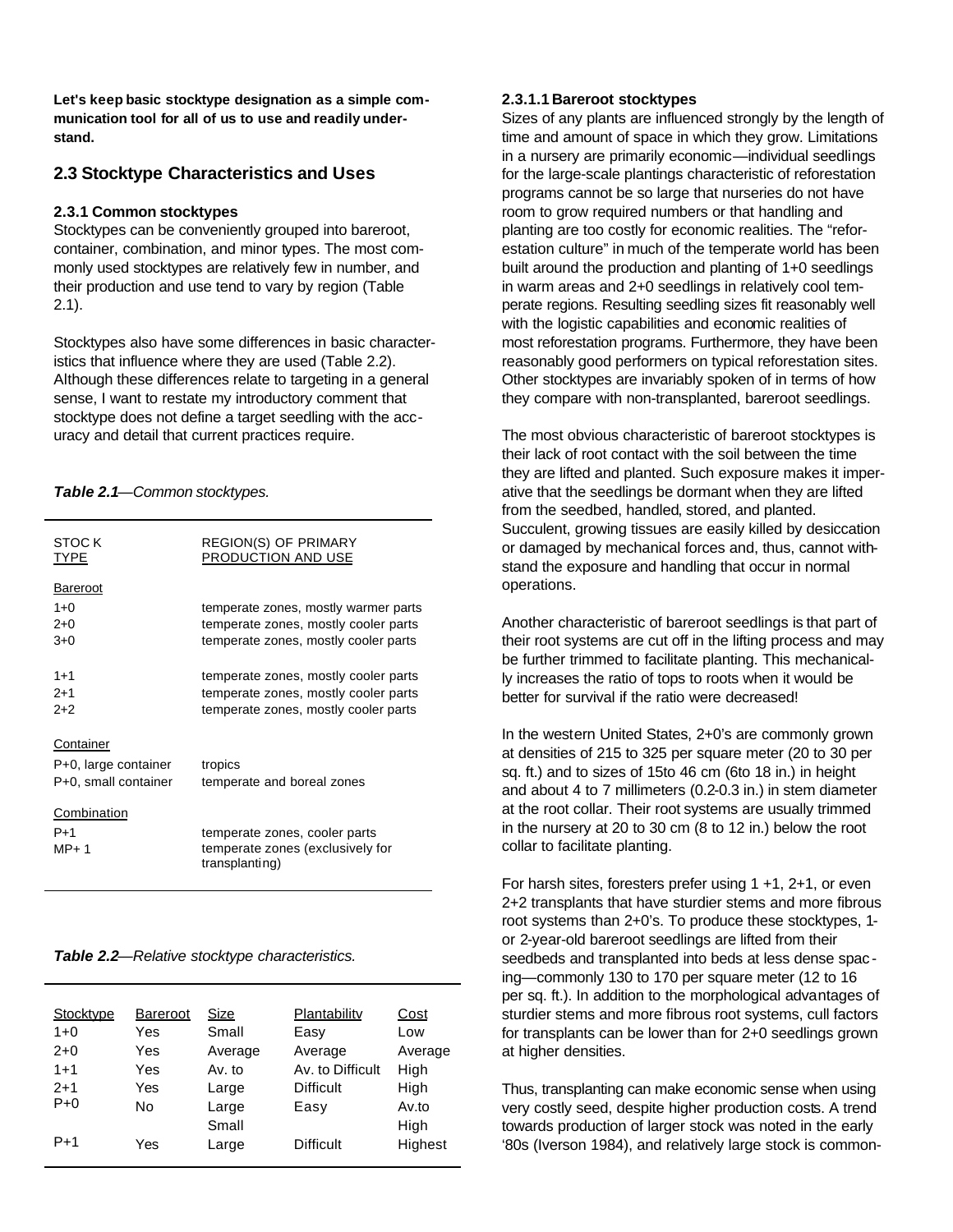**Let's keep basic stocktype designation as a simple communication tool for all of us to use and readily understand.**

## 2.3 Stocktype Characteristics and Uses

### 2.3.1 Common stocktypes

Stocktypes can be conveniently grouped into bareroot, container, combination, and minor types. The most commonly used stocktypes are relatively few in number, and their production and use tend to vary by region (Table 2.1).

Stocktypes also have some differences in basic characteristics that influence where they are used (Table 2.2). Although these differences relate to targeting in a general sense, I want to restate my introductory comment that stocktype does not define a target seedling with the accuracy and detail that current practices require.

***Table 2.1****—Common stocktypes.*

| STOCK TYPE | REGION(S) OF PRIMARY PRODUCTION AND USE |
|---|---|
| Bareroot | |
| 1+0 | temperate zones, mostly warmer parts |
| 2+0 | temperate zones, mostly cooler parts |
| 3+0 | temperate zones, mostly cooler parts |
| 1+1 | temperate zones, mostly cooler parts |
| 2+1 | temperate zones, mostly cooler parts |
| 2+2 | temperate zones, mostly cooler parts |
| Container | |
| P+0, large container | tropics |
| P+0, small container | temperate and boreal zones |
| Combination | |
| P+1 | temperate zones, cooler parts |
| MP+ 1 | temperate zones (exclusively for transplanting) |

***Table 2.2****—Relative stocktype characteristics.*

| Stocktype | Bareroot | Size | Plantability | Cost |
|---|---|---|---|---|
| 1+0 | Yes | Small | Easy | Low |
| 2+0 | Yes | Average | Average | Average |
| 1+1 | Yes | Av. to Large | Av. to Difficult | High |
| 2+1 | Yes | Large | Difficult | High |
| P+0 | No | Large Small | Easy | Av.to High |
| P+1 | Yes | Large | Difficult | Highest |

#### 2.3.1.1 Bareroot stocktypes

Sizes of any plants are influenced strongly by the length of time and amount of space in which they grow. Limitations in a nursery are primarily economic—individual seedlings for the large-scale plantings characteristic of reforestation programs cannot be so large that nurseries do not have room to grow required numbers or that handling and planting are too costly for economic realities. The "reforestation culture" in much of the temperate world has been built around the production and planting of 1+0 seedlings in warm areas and 2+0 seedlings in relatively cool temperate regions. Resulting seedling sizes fit reasonably well with the logistic capabilities and economic realities of most reforestation programs. Furthermore, they have been reasonably good performers on typical reforestation sites. Other stocktypes are invariably spoken of in terms of how they compare with non-transplanted, bareroot seedlings.

The most obvious characteristic of bareroot stocktypes is their lack of root contact with the soil between the time they are lifted and planted. Such exposure makes it imperative that the seedlings be dormant when they are lifted from the seedbed, handled, stored, and planted. Succulent, growing tissues are easily killed by desiccation or damaged by mechanical forces and, thus, cannot withstand the exposure and handling that occur in normal operations.

Another characteristic of bareroot seedlings is that part of their root systems are cut off in the lifting process and may be further trimmed to facilitate planting. This mechanically increases the ratio of tops to roots when it would be better for survival if the ratio were decreased!

In the western United States, 2+0's are commonly grown at densities of 215 to 325 per square meter (20 to 30 per sq. ft.) and to sizes of 15to 46 cm (6to 18 in.) in height and about 4 to 7 millimeters (0.2-0.3 in.) in stem diameter at the root collar. Their root systems are usually trimmed in the nursery at 20 to 30 cm (8 to 12 in.) below the root collar to facilitate planting.

For harsh sites, foresters prefer using 1 +1, 2+1, or even 2+2 transplants that have sturdier stems and more fibrous root systems than 2+0's. To produce these stocktypes, 1- or 2-year-old bareroot seedlings are lifted from their seedbeds and transplanted into beds at less dense spacing—commonly 130 to 170 per square meter (12 to 16 per sq. ft.). In addition to the morphological advantages of sturdier stems and more fibrous root systems, cull factors for transplants can be lower than for 2+0 seedlings grown at higher densities.

Thus, transplanting can make economic sense when using very costly seed, despite higher production costs. A trend towards production of larger stock was noted in the early '80s (Iverson 1984), and relatively large stock is common-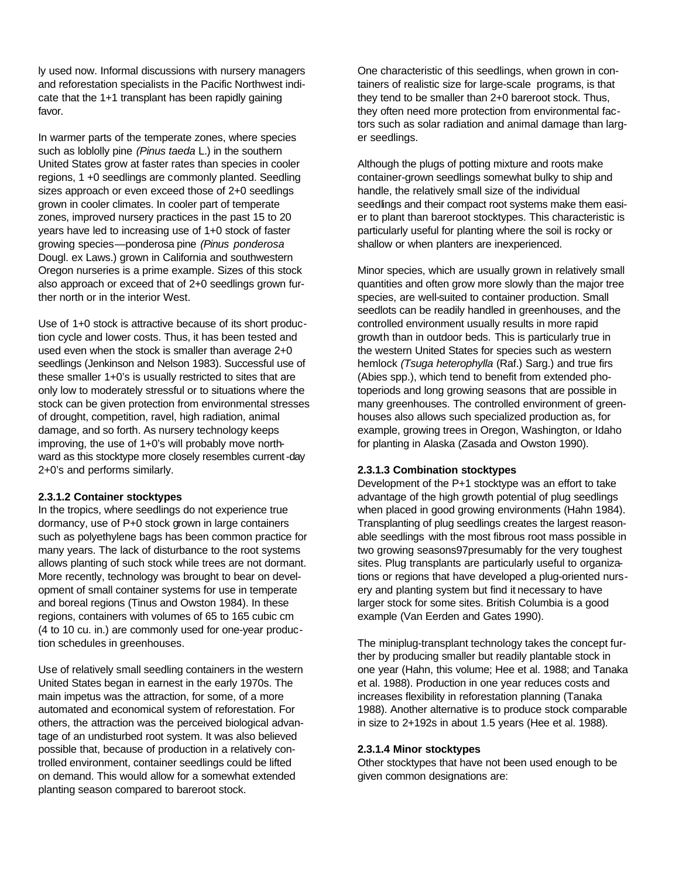ly used now. Informal discussions with nursery managers and reforestation specialists in the Pacific Northwest indicate that the 1+1 transplant has been rapidly gaining favor.

In warmer parts of the temperate zones, where species such as loblolly pine *(Pinus taeda* L.) in the southern United States grow at faster rates than species in cooler regions, 1 +0 seedlings are commonly planted. Seedling sizes approach or even exceed those of 2+0 seedlings grown in cooler climates. In cooler part of temperate zones, improved nursery practices in the past 15 to 20 years have led to increasing use of 1+0 stock of faster growing species—ponderosa pine *(Pinus ponderosa* Dougl. ex Laws.) grown in California and southwestern Oregon nurseries is a prime example. Sizes of this stock also approach or exceed that of 2+0 seedlings grown further north or in the interior West.

Use of 1+0 stock is attractive because of its short production cycle and lower costs. Thus, it has been tested and used even when the stock is smaller than average 2+0 seedlings (Jenkinson and Nelson 1983). Successful use of these smaller 1+0's is usually restricted to sites that are only low to moderately stressful or to situations where the stock can be given protection from environmental stresses of drought, competition, ravel, high radiation, animal damage, and so forth. As nursery technology keeps improving, the use of 1+0's will probably move northward as this stocktype more closely resembles current-day 2+0's and performs similarly.

#### 2.3.1.2 Container stocktypes

In the tropics, where seedlings do not experience true dormancy, use of P+0 stock grown in large containers such as polyethylene bags has been common practice for many years. The lack of disturbance to the root systems allows planting of such stock while trees are not dormant. More recently, technology was brought to bear on development of small container systems for use in temperate and boreal regions (Tinus and Owston 1984). In these regions, containers with volumes of 65 to 165 cubic cm (4 to 10 cu. in.) are commonly used for one-year production schedules in greenhouses.

Use of relatively small seedling containers in the western United States began in earnest in the early 1970s. The main impetus was the attraction, for some, of a more automated and economical system of reforestation. For others, the attraction was the perceived biological advantage of an undisturbed root system. It was also believed possible that, because of production in a relatively controlled environment, container seedlings could be lifted on demand. This would allow for a somewhat extended planting season compared to bareroot stock.

One characteristic of this seedlings, when grown in containers of realistic size for large-scale programs, is that they tend to be smaller than 2+0 bareroot stock. Thus, they often need more protection from environmental factors such as solar radiation and animal damage than larger seedlings.

Although the plugs of potting mixture and roots make container-grown seedlings somewhat bulky to ship and handle, the relatively small size of the individual seedlings and their compact root systems make them easier to plant than bareroot stocktypes. This characteristic is particularly useful for planting where the soil is rocky or shallow or when planters are inexperienced.

Minor species, which are usually grown in relatively small quantities and often grow more slowly than the major tree species, are well-suited to container production. Small seedlots can be readily handled in greenhouses, and the controlled environment usually results in more rapid growth than in outdoor beds. This is particularly true in the western United States for species such as western hemlock *(Tsuga heterophylla* (Raf.) Sarg.) and true firs (Abies spp.), which tend to benefit from extended photoperiods and long growing seasons that are possible in many greenhouses. The controlled environment of greenhouses also allows such specialized production as, for example, growing trees in Oregon, Washington, or Idaho for planting in Alaska (Zasada and Owston 1990).

#### 2.3.1.3 Combination stocktypes

Development of the P+1 stocktype was an effort to take advantage of the high growth potential of plug seedlings when placed in good growing environments (Hahn 1984). Transplanting of plug seedlings creates the largest reasonable seedlings with the most fibrous root mass possible in two growing seasons97presumably for the very toughest sites. Plug transplants are particularly useful to organizations or regions that have developed a plug-oriented nursery and planting system but find it necessary to have larger stock for some sites. British Columbia is a good example (Van Eerden and Gates 1990).

The miniplug-transplant technology takes the concept further by producing smaller but readily plantable stock in one year (Hahn, this volume; Hee et al. 1988; and Tanaka et al. 1988). Production in one year reduces costs and increases flexibility in reforestation planning (Tanaka 1988). Another alternative is to produce stock comparable in size to 2+192s in about 1.5 years (Hee et al. 1988).

#### 2.3.1.4 Minor stocktypes

Other stocktypes that have not been used enough to be given common designations are: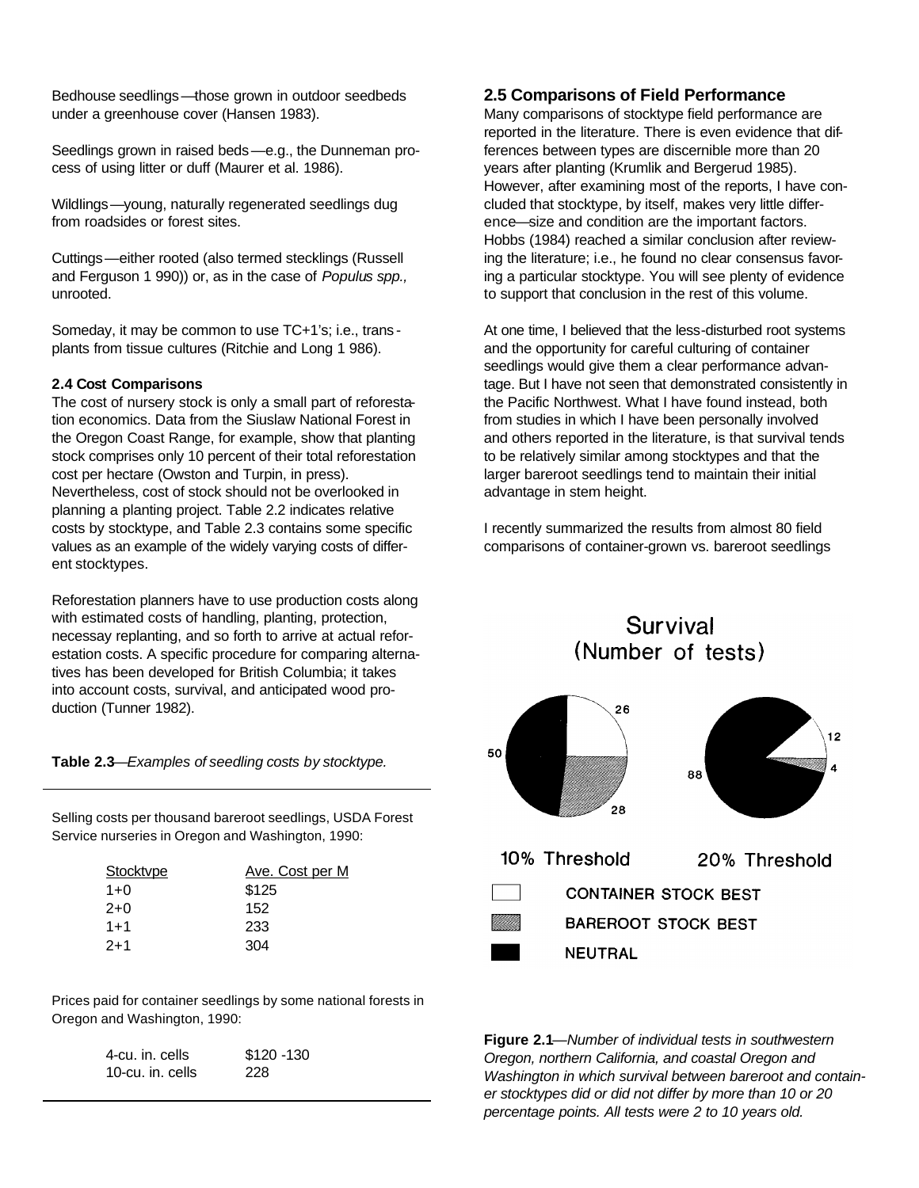Bedhouse seedlings—those grown in outdoor seedbeds under a greenhouse cover (Hansen 1983).

Seedlings grown in raised beds—e.g., the Dunneman process of using litter or duff (Maurer et al. 1986).

Wildlings—young, naturally regenerated seedlings dug from roadsides or forest sites.

Cuttings—either rooted (also termed stecklings (Russell and Ferguson 1 990)) or, as in the case of *Populus spp.,* unrooted.

Someday, it may be common to use TC+1's; i.e., transplants from tissue cultures (Ritchie and Long 1 986).

#### 2.4 Cost Comparisons

The cost of nursery stock is only a small part of reforestation economics. Data from the Siuslaw National Forest in the Oregon Coast Range, for example, show that planting stock comprises only 10 percent of their total reforestation cost per hectare (Owston and Turpin, in press). Nevertheless, cost of stock should not be overlooked in planning a planting project. Table 2.2 indicates relative costs by stocktype, and Table 2.3 contains some specific values as an example of the widely varying costs of different stocktypes.

Reforestation planners have to use production costs along with estimated costs of handling, planting, protection, necessay replanting, and so forth to arrive at actual reforestation costs. A specific procedure for comparing alternatives has been developed for British Columbia; it takes into account costs, survival, and anticipated wood production (Tunner 1982).

**Table 2.3**—*Examples of seedling costs by stocktype.*

Selling costs per thousand bareroot seedlings, USDA Forest Service nurseries in Oregon and Washington, 1990:

| Stocktvpe | Ave. Cost per M |
|---|---|
| 1+0 | $125 |
| 2+0 | 152 |
| 1+1 | 233 |
| 2+1 | 304 |

Prices paid for container seedlings by some national forests in Oregon and Washington, 1990:

| | |
|---|---|
| 4-cu. in. cells | $120 -130 |
| 10-cu. in. cells | 228 |

### 2.5 Comparisons of Field Performance

Many comparisons of stocktype field performance are reported in the literature. There is even evidence that differences between types are discernible more than 20 years after planting (Krumlik and Bergerud 1985). However, after examining most of the reports, I have concluded that stocktype, by itself, makes very little difference—size and condition are the important factors. Hobbs (1984) reached a similar conclusion after reviewing the literature; i.e., he found no clear consensus favoring a particular stocktype. You will see plenty of evidence to support that conclusion in the rest of this volume.

At one time, I believed that the less-disturbed root systems and the opportunity for careful culturing of container seedlings would give them a clear performance advantage. But I have not seen that demonstrated consistently in the Pacific Northwest. What I have found instead, both from studies in which I have been personally involved and others reported in the literature, is that survival tends to be relatively similar among stocktypes and that the larger bareroot seedlings tend to maintain their initial advantage in stem height.

I recently summarized the results from almost 80 field comparisons of container-grown vs. bareroot seedlings

**Figure 2.1**—*Number of individual tests in southwestern Oregon, northern California, and coastal Oregon and Washington in which survival between bareroot and container stocktypes did or did not differ by more than 10 or 20 percentage points. All tests were 2 to 10 years old.*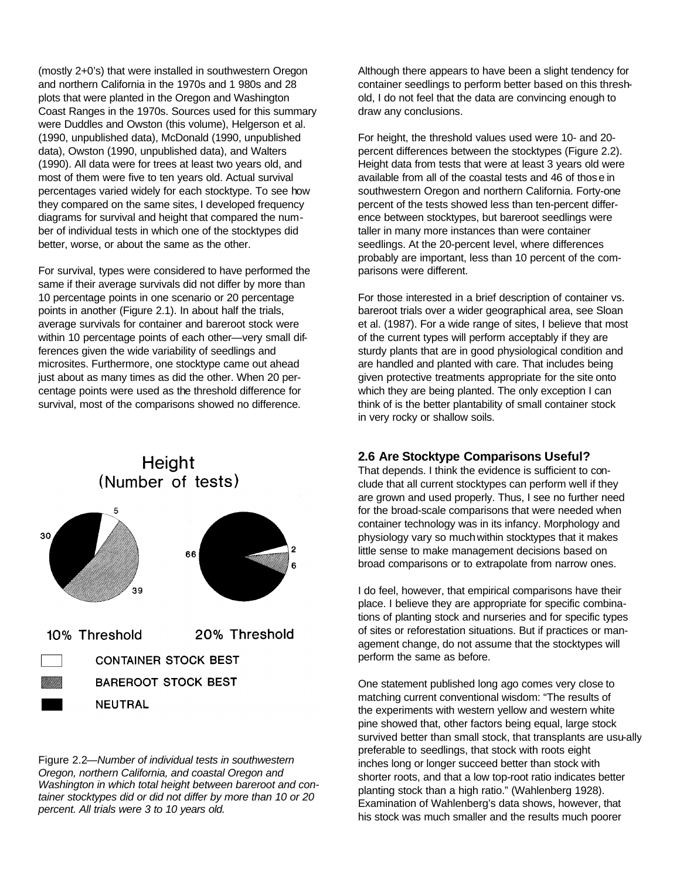(mostly 2+0's) that were installed in southwestern Oregon and northern California in the 1970s and 1 980s and 28 plots that were planted in the Oregon and Washington Coast Ranges in the 1970s. Sources used for this summary were Duddles and Owston (this volume), Helgerson et al. (1990, unpublished data), McDonald (1990, unpublished data), Owston (1990, unpublished data), and Walters (1990). All data were for trees at least two years old, and most of them were five to ten years old. Actual survival percentages varied widely for each stocktype. To see how they compared on the same sites, I developed frequency diagrams for survival and height that compared the number of individual tests in which one of the stocktypes did better, worse, or about the same as the other.

For survival, types were considered to have performed the same if their average survivals did not differ by more than 10 percentage points in one scenario or 20 percentage points in another (Figure 2.1). In about half the trials, average survivals for container and bareroot stock were within 10 percentage points of each other—very small differences given the wide variability of seedlings and microsites. Furthermore, one stocktype came out ahead just about as many times as did the other. When 20 percentage points were used as the threshold difference for survival, most of the comparisons showed no difference.

Height
(Number of tests)

10% Threshold: 30 (neutral), 39 (bareroot stock best), 5 (container stock best)

20% Threshold: 66 (neutral), 6 (bareroot stock best), 2 (container stock best)

CONTAINER STOCK BEST

BAREROOT STOCK BEST

NEUTRAL

Figure 2.2—*Number of individual tests in southwestern Oregon, northern California, and coastal Oregon and Washington in which total height between bareroot and container stocktypes did or did not differ by more than 10 or 20 percent. All trials were 3 to 10 years old.*

Although there appears to have been a slight tendency for container seedlings to perform better based on this threshold, I do not feel that the data are convincing enough to draw any conclusions.

For height, the threshold values used were 10- and 20-percent differences between the stocktypes (Figure 2.2). Height data from tests that were at least 3 years old were available from all of the coastal tests and 46 of those in southwestern Oregon and northern California. Forty-one percent of the tests showed less than ten-percent difference between stocktypes, but bareroot seedlings were taller in many more instances than were container seedlings. At the 20-percent level, where differences probably are important, less than 10 percent of the comparisons were different.

For those interested in a brief description of container vs. bareroot trials over a wider geographical area, see Sloan et al. (1987). For a wide range of sites, I believe that most of the current types will perform acceptably if they are sturdy plants that are in good physiological condition and are handled and planted with care. That includes being given protective treatments appropriate for the site onto which they are being planted. The only exception I can think of is the better plantability of small container stock in very rocky or shallow soils.

### 2.6 Are Stocktype Comparisons Useful?

That depends. I think the evidence is sufficient to conclude that all current stocktypes can perform well if they are grown and used properly. Thus, I see no further need for the broad-scale comparisons that were needed when container technology was in its infancy. Morphology and physiology vary so much within stocktypes that it makes little sense to make management decisions based on broad comparisons or to extrapolate from narrow ones.

I do feel, however, that empirical comparisons have their place. I believe they are appropriate for specific combinations of planting stock and nurseries and for specific types of sites or reforestation situations. But if practices or management change, do not assume that the stocktypes will perform the same as before.

One statement published long ago comes very close to matching current conventional wisdom: "The results of the experiments with western yellow and western white pine showed that, other factors being equal, large stock survived better than small stock, that transplants are usually preferable to seedlings, that stock with roots eight inches long or longer succeed better than stock with shorter roots, and that a low top-root ratio indicates better planting stock than a high ratio." (Wahlenberg 1928). Examination of Wahlenberg's data shows, however, that his stock was much smaller and the results much poorer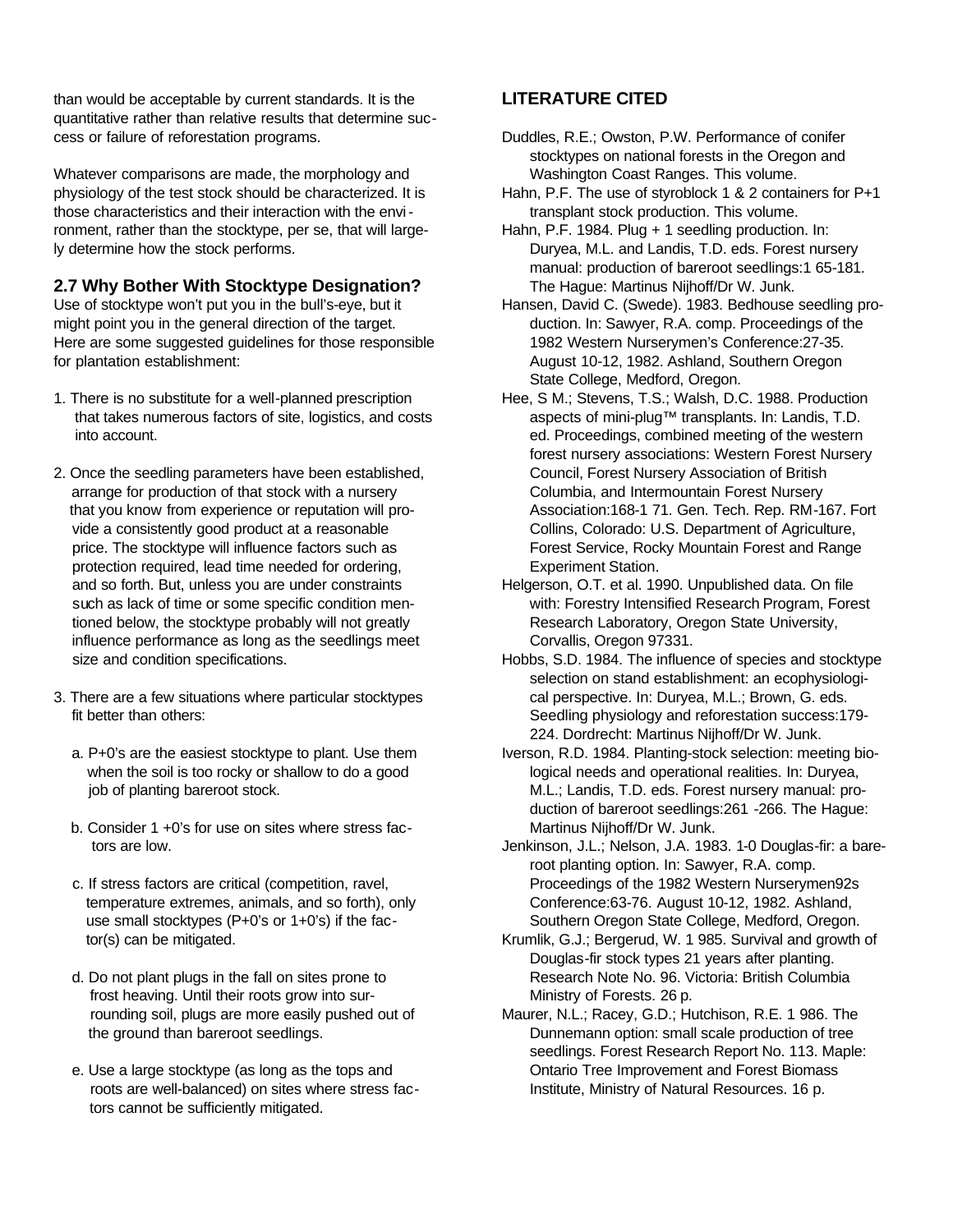than would be acceptable by current standards. It is the quantitative rather than relative results that determine success or failure of reforestation programs.

Whatever comparisons are made, the morphology and physiology of the test stock should be characterized. It is those characteristics and their interaction with the environment, rather than the stocktype, per se, that will largely determine how the stock performs.

### 2.7 Why Bother With Stocktype Designation?

Use of stocktype won't put you in the bull's-eye, but it might point you in the general direction of the target. Here are some suggested guidelines for those responsible for plantation establishment:

1. There is no substitute for a well-planned prescription that takes numerous factors of site, logistics, and costs into account.

2. Once the seedling parameters have been established, arrange for production of that stock with a nursery that you know from experience or reputation will provide a consistently good product at a reasonable price. The stocktype will influence factors such as protection required, lead time needed for ordering, and so forth. But, unless you are under constraints such as lack of time or some specific condition mentioned below, the stocktype probably will not greatly influence performance as long as the seedlings meet size and condition specifications.

3. There are a few situations where particular stocktypes fit better than others:

   a. P+0's are the easiest stocktype to plant. Use them when the soil is too rocky or shallow to do a good job of planting bareroot stock.

   b. Consider 1+0's for use on sites where stress factors are low.

   c. If stress factors are critical (competition, ravel, temperature extremes, animals, and so forth), only use small stocktypes (P+0's or 1+0's) if the factor(s) can be mitigated.

   d. Do not plant plugs in the fall on sites prone to frost heaving. Until their roots grow into surrounding soil, plugs are more easily pushed out of the ground than bareroot seedlings.

   e. Use a large stocktype (as long as the tops and roots are well-balanced) on sites where stress factors cannot be sufficiently mitigated.

## LITERATURE CITED

Duddles, R.E.; Owston, P.W. Performance of conifer stocktypes on national forests in the Oregon and Washington Coast Ranges. This volume.

Hahn, P.F. The use of styroblock 1 & 2 containers for P+1 transplant stock production. This volume.

Hahn, P.F. 1984. Plug + 1 seedling production. In: Duryea, M.L. and Landis, T.D. eds. Forest nursery manual: production of bareroot seedlings:1 65-181. The Hague: Martinus Nijhoff/Dr W. Junk.

Hansen, David C. (Swede). 1983. Bedhouse seedling production. In: Sawyer, R.A. comp. Proceedings of the 1982 Western Nurserymen's Conference:27-35. August 10-12, 1982. Ashland, Southern Oregon State College, Medford, Oregon.

Hee, S M.; Stevens, T.S.; Walsh, D.C. 1988. Production aspects of mini-plug™ transplants. In: Landis, T.D. ed. Proceedings, combined meeting of the western forest nursery associations: Western Forest Nursery Council, Forest Nursery Association of British Columbia, and Intermountain Forest Nursery Association:168-1 71. Gen. Tech. Rep. RM-167. Fort Collins, Colorado: U.S. Department of Agriculture, Forest Service, Rocky Mountain Forest and Range Experiment Station.

Helgerson, O.T. et al. 1990. Unpublished data. On file with: Forestry Intensified Research Program, Forest Research Laboratory, Oregon State University, Corvallis, Oregon 97331.

Hobbs, S.D. 1984. The influence of species and stocktype selection on stand establishment: an ecophysiological perspective. In: Duryea, M.L.; Brown, G. eds. Seedling physiology and reforestation success:179-224. Dordrecht: Martinus Nijhoff/Dr W. Junk.

Iverson, R.D. 1984. Planting-stock selection: meeting biological needs and operational realities. In: Duryea, M.L.; Landis, T.D. eds. Forest nursery manual: production of bareroot seedlings:261 -266. The Hague: Martinus Nijhoff/Dr W. Junk.

Jenkinson, J.L.; Nelson, J.A. 1983. 1-0 Douglas-fir: a bareroot planting option. In: Sawyer, R.A. comp. Proceedings of the 1982 Western Nurserymen92s Conference:63-76. August 10-12, 1982. Ashland, Southern Oregon State College, Medford, Oregon.

Krumlik, G.J.; Bergerud, W. 1 985. Survival and growth of Douglas-fir stock types 21 years after planting. Research Note No. 96. Victoria: British Columbia Ministry of Forests. 26 p.

Maurer, N.L.; Racey, G.D.; Hutchison, R.E. 1 986. The Dunnemann option: small scale production of tree seedlings. Forest Research Report No. 113. Maple: Ontario Tree Improvement and Forest Biomass Institute, Ministry of Natural Resources. 16 p.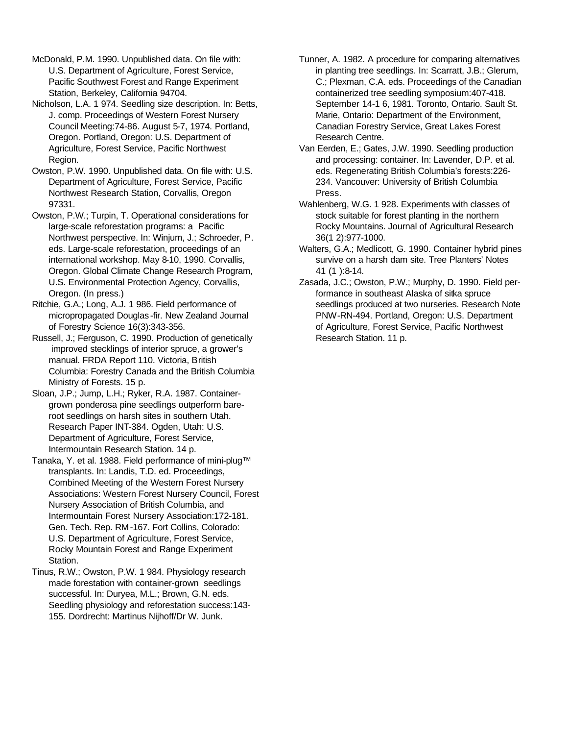McDonald, P.M. 1990. Unpublished data. On file with: U.S. Department of Agriculture, Forest Service, Pacific Southwest Forest and Range Experiment Station, Berkeley, California 94704.

Nicholson, L.A. 1 974. Seedling size description. In: Betts, J. comp. Proceedings of Western Forest Nursery Council Meeting:74-86. August 5-7, 1974. Portland, Oregon. Portland, Oregon: U.S. Department of Agriculture, Forest Service, Pacific Northwest Region.

Owston, P.W. 1990. Unpublished data. On file with: U.S. Department of Agriculture, Forest Service, Pacific Northwest Research Station, Corvallis, Oregon 97331.

Owston, P.W.; Turpin, T. Operational considerations for large-scale reforestation programs: a Pacific Northwest perspective. In: Winjum, J.; Schroeder, P. eds. Large-scale reforestation, proceedings of an international workshop. May 8-10, 1990. Corvallis, Oregon. Global Climate Change Research Program, U.S. Environmental Protection Agency, Corvallis, Oregon. (In press.)

Ritchie, G.A.; Long, A.J. 1 986. Field performance of micropropagated Douglas-fir. New Zealand Journal of Forestry Science 16(3):343-356.

Russell, J.; Ferguson, C. 1990. Production of genetically improved stecklings of interior spruce, a grower's manual. FRDA Report 110. Victoria, British Columbia: Forestry Canada and the British Columbia Ministry of Forests. 15 p.

Sloan, J.P.; Jump, L.H.; Ryker, R.A. 1987. Container-grown ponderosa pine seedlings outperform bare-root seedlings on harsh sites in southern Utah. Research Paper INT-384. Ogden, Utah: U.S. Department of Agriculture, Forest Service, Intermountain Research Station. 14 p.

Tanaka, Y. et al. 1988. Field performance of mini-plug™ transplants. In: Landis, T.D. ed. Proceedings, Combined Meeting of the Western Forest Nursery Associations: Western Forest Nursery Council, Forest Nursery Association of British Columbia, and Intermountain Forest Nursery Association:172-181. Gen. Tech. Rep. RM-167. Fort Collins, Colorado: U.S. Department of Agriculture, Forest Service, Rocky Mountain Forest and Range Experiment Station.

Tinus, R.W.; Owston, P.W. 1 984. Physiology research made forestation with container-grown seedlings successful. In: Duryea, M.L.; Brown, G.N. eds. Seedling physiology and reforestation success:143-155. Dordrecht: Martinus Nijhoff/Dr W. Junk.

Tunner, A. 1982. A procedure for comparing alternatives in planting tree seedlings. In: Scarratt, J.B.; Glerum, C.; Plexman, C.A. eds. Proceedings of the Canadian containerized tree seedling symposium:407-418. September 14-1 6, 1981. Toronto, Ontario. Sault St. Marie, Ontario: Department of the Environment, Canadian Forestry Service, Great Lakes Forest Research Centre.

Van Eerden, E.; Gates, J.W. 1990. Seedling production and processing: container. In: Lavender, D.P. et al. eds. Regenerating British Columbia's forests:226-234. Vancouver: University of British Columbia Press.

Wahlenberg, W.G. 1 928. Experiments with classes of stock suitable for forest planting in the northern Rocky Mountains. Journal of Agricultural Research 36(1 2):977-1000.

Walters, G.A.; Medlicott, G. 1990. Container hybrid pines survive on a harsh dam site. Tree Planters' Notes 41 (1 ):8-14.

Zasada, J.C.; Owston, P.W.; Murphy, D. 1990. Field performance in southeast Alaska of sitka spruce seedlings produced at two nurseries. Research Note PNW-RN-494. Portland, Oregon: U.S. Department of Agriculture, Forest Service, Pacific Northwest Research Station. 11 p.